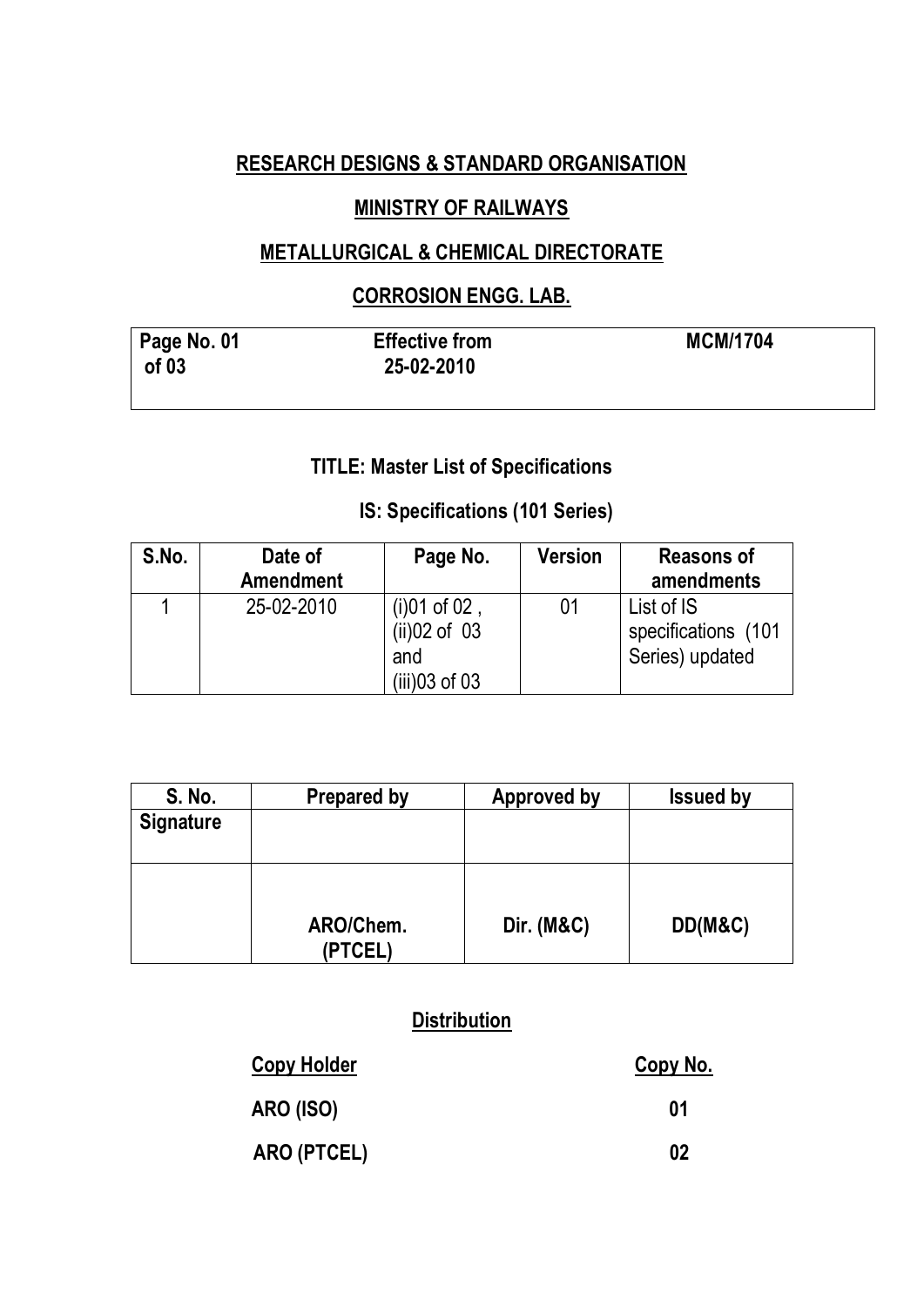# RESEARCH DESIGNS & STANDARD ORGANISATION

## MINISTRY OF RAILWAYS

## METALLURGICAL & CHEMICAL DIRECTORATE

## CORROSION ENGG. LAB.

| Page No. 01 of 03 | Effective from 25-02-2010 | MCM/1704 |
|---|---|---|

### TITLE: Master List of Specifications

### IS: Specifications (101 Series)

| S.No. | Date of Amendment | Page No. | Version | Reasons of amendments |
|---|---|---|---|---|
| 1 | 25-02-2010 | (i)01 of 02 , (ii)02 of 03 and (iii)03 of 03 | 01 | List of IS specifications (101 Series) updated |

| S. No. | Prepared by | Approved by | Issued by |
|---|---|---|---|
| Signature | | | |
| | ARO/Chem. (PTCEL) | Dir. (M&C) | DD(M&C) |

**Distribution**

| Copy Holder | Copy No. |
|---|---|
| ARO (ISO) | 01 |
| ARO (PTCEL) | 02 |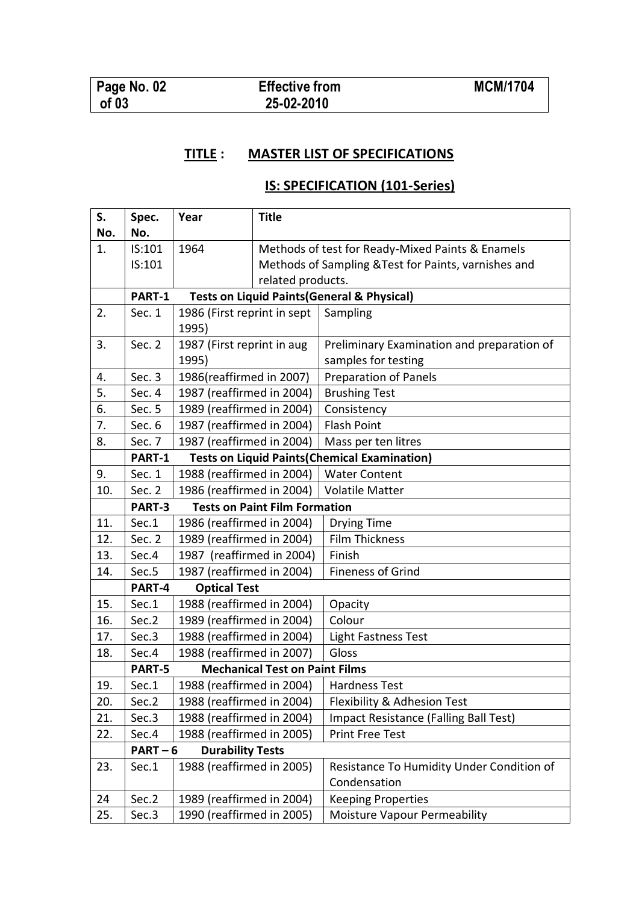| Page No. 02 of 03 | Effective from 25-02-2010 | MCM/1704 |
|---|---|---|

## TITLE : MASTER LIST OF SPECIFICATIONS

## IS: SPECIFICATION (101-Series)

| S. No. | Spec. No. | Year | Title |
|---|---|---|---|
| 1. | IS:101<br>IS:101 | 1964 | Methods of test for Ready-Mixed Paints & Enamels<br>Methods of Sampling &Test for Paints, varnishes and related products. |
| | **PART-1** | **Tests on Liquid Paints(General & Physical)** | |
| 2. | Sec. 1 | 1986 (First reprint in sept 1995) | Sampling |
| 3. | Sec. 2 | 1987 (First reprint in aug 1995) | Preliminary Examination and preparation of samples for testing |
| 4. | Sec. 3 | 1986(reaffirmed in 2007) | Preparation of Panels |
| 5. | Sec. 4 | 1987 (reaffirmed in 2004) | Brushing Test |
| 6. | Sec. 5 | 1989 (reaffirmed in 2004) | Consistency |
| 7. | Sec. 6 | 1987 (reaffirmed in 2004) | Flash Point |
| 8. | Sec. 7 | 1987 (reaffirmed in 2004) | Mass per ten litres |
| | **PART-1** | **Tests on Liquid Paints(Chemical Examination)** | |
| 9. | Sec. 1 | 1988 (reaffirmed in 2004) | Water Content |
| 10. | Sec. 2 | 1986 (reaffirmed in 2004) | Volatile Matter |
| | **PART-3** | **Tests on Paint Film Formation** | |
| 11. | Sec.1 | 1986 (reaffirmed in 2004) | Drying Time |
| 12. | Sec. 2 | 1989 (reaffirmed in 2004) | Film Thickness |
| 13. | Sec.4 | 1987 (reaffirmed in 2004) | Finish |
| 14. | Sec.5 | 1987 (reaffirmed in 2004) | Fineness of Grind |
| | **PART-4** | **Optical Test** | |
| 15. | Sec.1 | 1988 (reaffirmed in 2004) | Opacity |
| 16. | Sec.2 | 1989 (reaffirmed in 2004) | Colour |
| 17. | Sec.3 | 1988 (reaffirmed in 2004) | Light Fastness Test |
| 18. | Sec.4 | 1988 (reaffirmed in 2007) | Gloss |
| | **PART-5** | **Mechanical Test on Paint Films** | |
| 19. | Sec.1 | 1988 (reaffirmed in 2004) | Hardness Test |
| 20. | Sec.2 | 1988 (reaffirmed in 2004) | Flexibility & Adhesion Test |
| 21. | Sec.3 | 1988 (reaffirmed in 2004) | Impact Resistance (Falling Ball Test) |
| 22. | Sec.4 | 1988 (reaffirmed in 2005) | Print Free Test |
| | **PART – 6** | **Durability Tests** | |
| 23. | Sec.1 | 1988 (reaffirmed in 2005) | Resistance To Humidity Under Condition of Condensation |
| 24 | Sec.2 | 1989 (reaffirmed in 2004) | Keeping Properties |
| 25. | Sec.3 | 1990 (reaffirmed in 2005) | Moisture Vapour Permeability |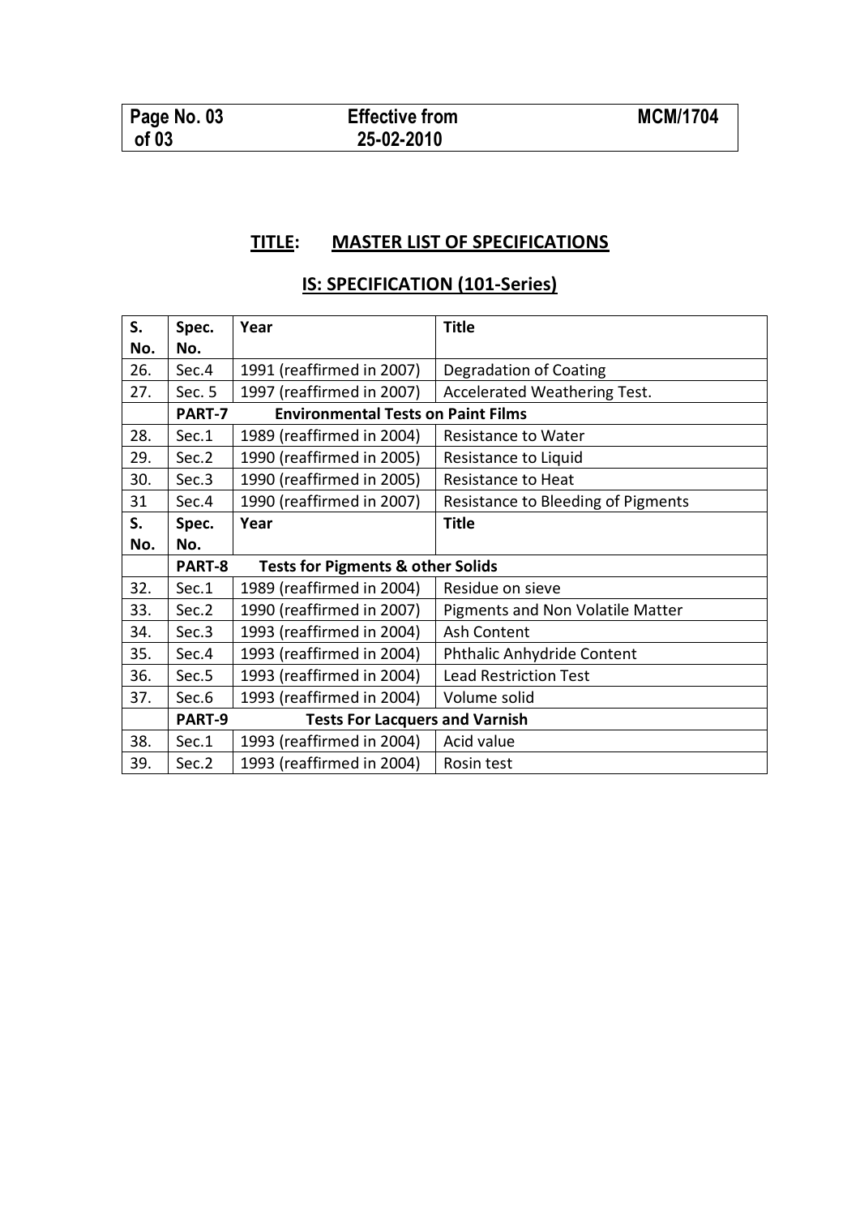## TITLE: MASTER LIST OF SPECIFICATIONS

## IS: SPECIFICATION (101-Series)

| S. No. | Spec. No. | Year | Title |
|---|---|---|---|
| 26. | Sec.4 | 1991 (reaffirmed in 2007) | Degradation of Coating |
| 27. | Sec. 5 | 1997 (reaffirmed in 2007) | Accelerated Weathering Test. |
| | **PART-7** | **Environmental Tests on Paint Films** | |
| 28. | Sec.1 | 1989 (reaffirmed in 2004) | Resistance to Water |
| 29. | Sec.2 | 1990 (reaffirmed in 2005) | Resistance to Liquid |
| 30. | Sec.3 | 1990 (reaffirmed in 2005) | Resistance to Heat |
| 31 | Sec.4 | 1990 (reaffirmed in 2007) | Resistance to Bleeding of Pigments |
| **S. No.** | **Spec. No.** | **Year** | **Title** |
| | **PART-8** | **Tests for Pigments & other Solids** | |
| 32. | Sec.1 | 1989 (reaffirmed in 2004) | Residue on sieve |
| 33. | Sec.2 | 1990 (reaffirmed in 2007) | Pigments and Non Volatile Matter |
| 34. | Sec.3 | 1993 (reaffirmed in 2004) | Ash Content |
| 35. | Sec.4 | 1993 (reaffirmed in 2004) | Phthalic Anhydride Content |
| 36. | Sec.5 | 1993 (reaffirmed in 2004) | Lead Restriction Test |
| 37. | Sec.6 | 1993 (reaffirmed in 2004) | Volume solid |
| | **PART-9** | **Tests For Lacquers and Varnish** | |
| 38. | Sec.1 | 1993 (reaffirmed in 2004) | Acid value |
| 39. | Sec.2 | 1993 (reaffirmed in 2004) | Rosin test |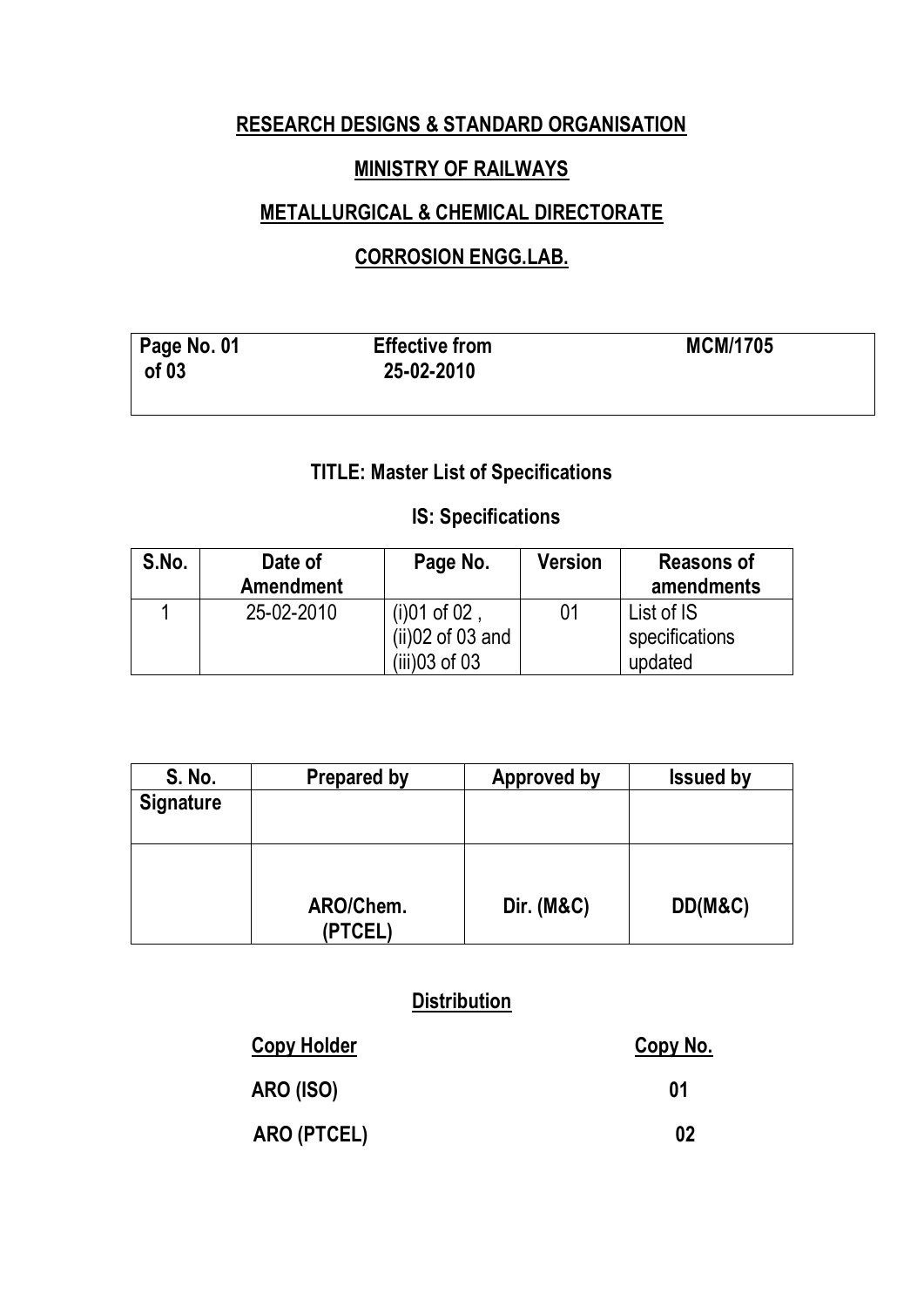**RESEARCH DESIGNS & STANDARD ORGANISATION**

**MINISTRY OF RAILWAYS**

**METALLURGICAL & CHEMICAL DIRECTORATE**

**CORROSION ENGG.LAB.**

| Page No. 01 of 03 | Effective from 25-02-2010 | MCM/1705 |
|---|---|---|

## TITLE: Master List of Specifications

### IS: Specifications

| S.No. | Date of Amendment | Page No. | Version | Reasons of amendments |
|---|---|---|---|---|
| 1 | 25-02-2010 | (i)01 of 02 , (ii)02 of 03 and (iii)03 of 03 | 01 | List of IS specifications updated |

| S. No. | Prepared by | Approved by | Issued by |
|---|---|---|---|
| Signature | | | |
| | ARO/Chem. (PTCEL) | Dir. (M&C) | DD(M&C) |

**Distribution**

| Copy Holder | Copy No. |
|---|---|
| ARO (ISO) | 01 |
| ARO (PTCEL) | 02 |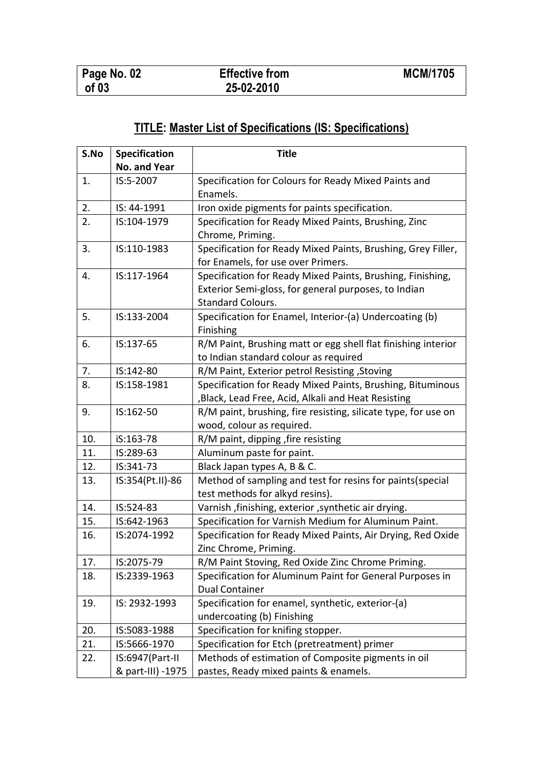| Page No. 02 of 03 | Effective from 25-02-2010 | MCM/1705 |
|---|---|---|

## TITLE: Master List of Specifications (IS: Specifications)

| S.No | Specification No. and Year | Title |
|---|---|---|
| 1. | IS:5-2007 | Specification for Colours for Ready Mixed Paints and Enamels. |
| 2. | IS: 44-1991 | Iron oxide pigments for paints specification. |
| 2. | IS:104-1979 | Specification for Ready Mixed Paints, Brushing, Zinc Chrome, Priming. |
| 3. | IS:110-1983 | Specification for Ready Mixed Paints, Brushing, Grey Filler, for Enamels, for use over Primers. |
| 4. | IS:117-1964 | Specification for Ready Mixed Paints, Brushing, Finishing, Exterior Semi-gloss, for general purposes, to Indian Standard Colours. |
| 5. | IS:133-2004 | Specification for Enamel, Interior-(a) Undercoating (b) Finishing |
| 6. | IS:137-65 | R/M Paint, Brushing matt or egg shell flat finishing interior to Indian standard colour as required |
| 7. | IS:142-80 | R/M Paint, Exterior petrol Resisting ,Stoving |
| 8. | IS:158-1981 | Specification for Ready Mixed Paints, Brushing, Bituminous ,Black, Lead Free, Acid, Alkali and Heat Resisting |
| 9. | IS:162-50 | R/M paint, brushing, fire resisting, silicate type, for use on wood, colour as required. |
| 10. | iS:163-78 | R/M paint, dipping ,fire resisting |
| 11. | IS:289-63 | Aluminum paste for paint. |
| 12. | IS:341-73 | Black Japan types A, B & C. |
| 13. | IS:354(Pt.II)-86 | Method of sampling and test for resins for paints(special test methods for alkyd resins). |
| 14. | IS:524-83 | Varnish ,finishing, exterior ,synthetic air drying. |
| 15. | IS:642-1963 | Specification for Varnish Medium for Aluminum Paint. |
| 16. | IS:2074-1992 | Specification for Ready Mixed Paints, Air Drying, Red Oxide Zinc Chrome, Priming. |
| 17. | IS:2075-79 | R/M Paint Stoving, Red Oxide Zinc Chrome Priming. |
| 18. | IS:2339-1963 | Specification for Aluminum Paint for General Purposes in Dual Container |
| 19. | IS: 2932-1993 | Specification for enamel, synthetic, exterior-(a) undercoating (b) Finishing |
| 20. | IS:5083-1988 | Specification for knifing stopper. |
| 21. | IS:5666-1970 | Specification for Etch (pretreatment) primer |
| 22. | IS:6947(Part-II & part-III) -1975 | Methods of estimation of Composite pigments in oil pastes, Ready mixed paints & enamels. |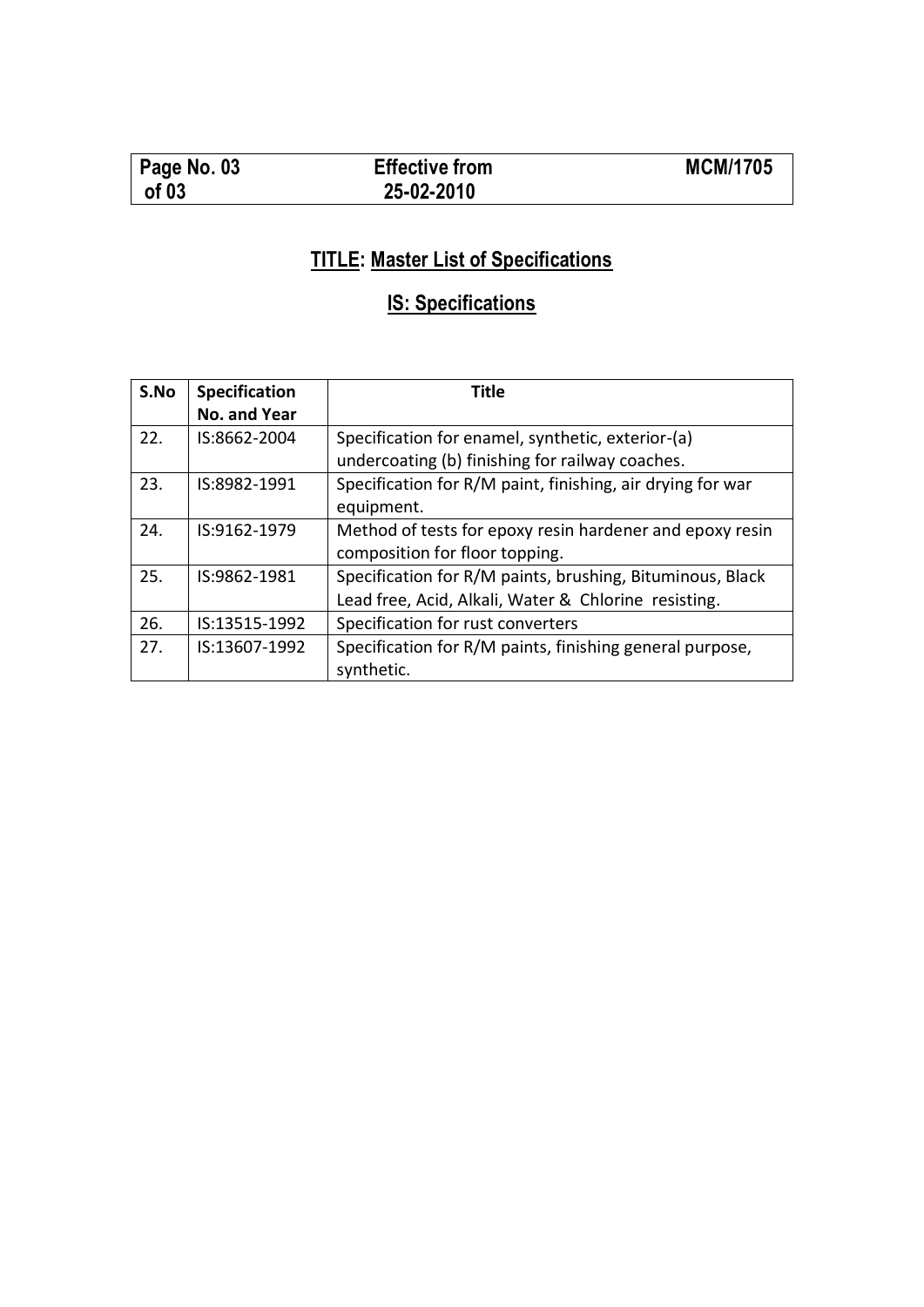## TITLE: Master List of Specifications

## IS: Specifications

| S.No | Specification No. and Year | Title |
|---|---|---|
| 22. | IS:8662-2004 | Specification for enamel, synthetic, exterior-(a) undercoating (b) finishing for railway coaches. |
| 23. | IS:8982-1991 | Specification for R/M paint, finishing, air drying for war equipment. |
| 24. | IS:9162-1979 | Method of tests for epoxy resin hardener and epoxy resin composition for floor topping. |
| 25. | IS:9862-1981 | Specification for R/M paints, brushing, Bituminous, Black Lead free, Acid, Alkali, Water & Chlorine resisting. |
| 26. | IS:13515-1992 | Specification for rust converters |
| 27. | IS:13607-1992 | Specification for R/M paints, finishing general purpose, synthetic. |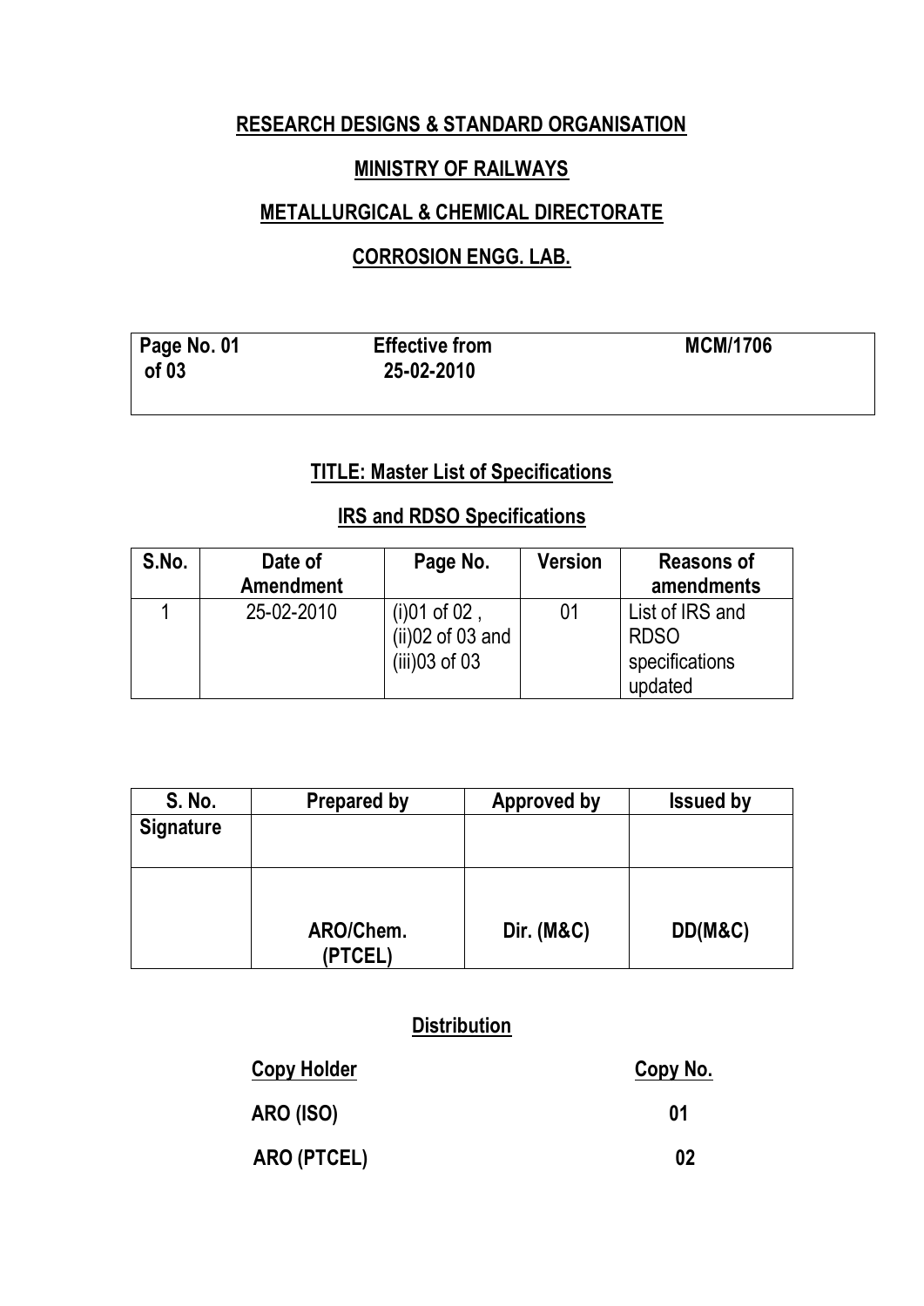**RESEARCH DESIGNS & STANDARD ORGANISATION**

**MINISTRY OF RAILWAYS**

**METALLURGICAL & CHEMICAL DIRECTORATE**

**CORROSION ENGG. LAB.**

| Page No. 01 of 03 | Effective from 25-02-2010 | MCM/1706 |
|---|---|---|

**TITLE: Master List of Specifications**

**IRS and RDSO Specifications**

| S.No. | Date of Amendment | Page No. | Version | Reasons of amendments |
|---|---|---|---|---|
| 1 | 25-02-2010 | (i)01 of 02 , (ii)02 of 03 and (iii)03 of 03 | 01 | List of IRS and RDSO specifications updated |

| S. No. | Prepared by | Approved by | Issued by |
|---|---|---|---|
| Signature | | | |
| | ARO/Chem. (PTCEL) | Dir. (M&C) | DD(M&C) |

**Distribution**

| Copy Holder | Copy No. |
|---|---|
| ARO (ISO) | 01 |
| ARO (PTCEL) | 02 |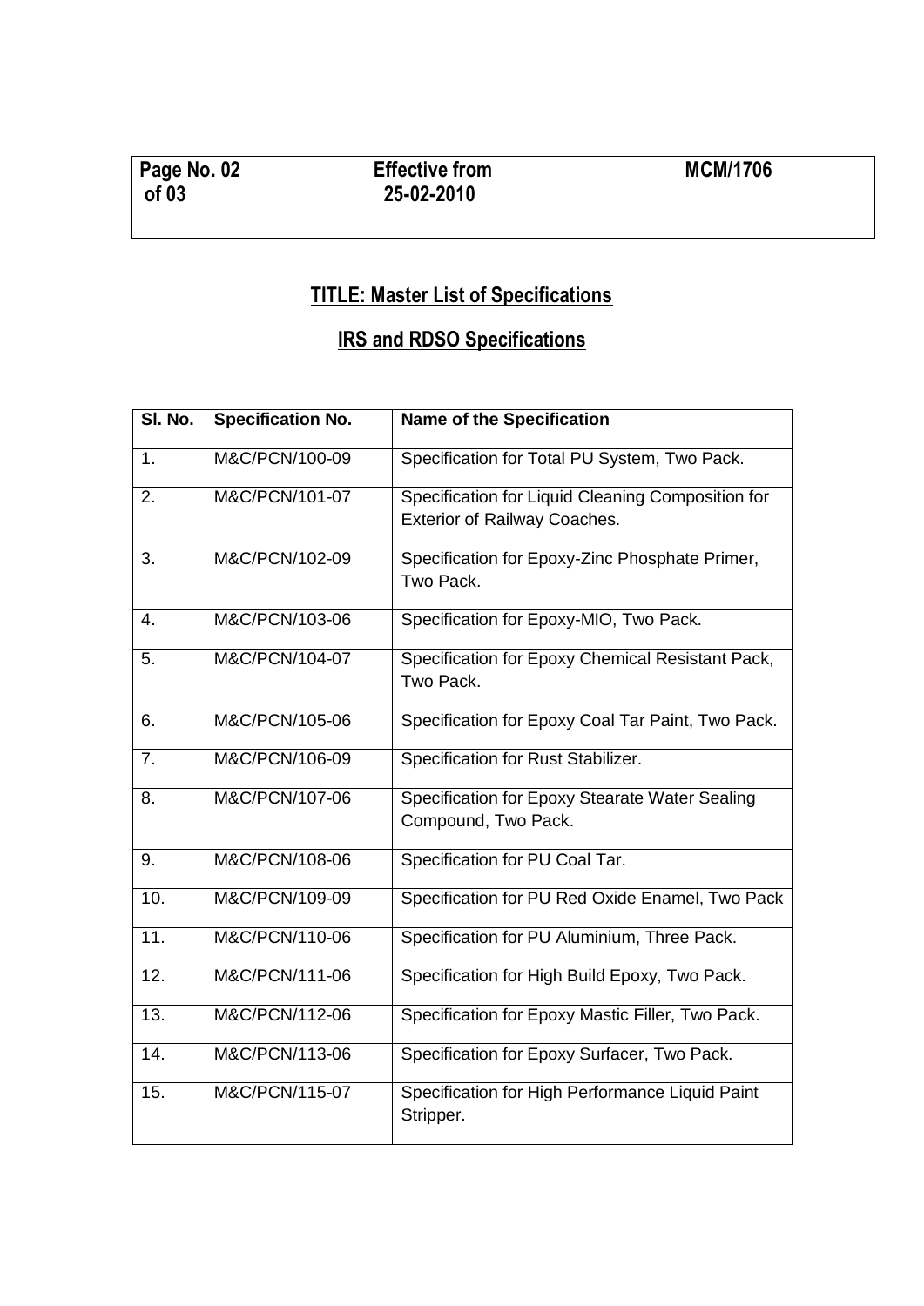## TITLE: Master List of Specifications

## IRS and RDSO Specifications

| Sl. No. | Specification No. | Name of the Specification |
|---|---|---|
| 1. | M&C/PCN/100-09 | Specification for Total PU System, Two Pack. |
| 2. | M&C/PCN/101-07 | Specification for Liquid Cleaning Composition for Exterior of Railway Coaches. |
| 3. | M&C/PCN/102-09 | Specification for Epoxy-Zinc Phosphate Primer, Two Pack. |
| 4. | M&C/PCN/103-06 | Specification for Epoxy-MIO, Two Pack. |
| 5. | M&C/PCN/104-07 | Specification for Epoxy Chemical Resistant Pack, Two Pack. |
| 6. | M&C/PCN/105-06 | Specification for Epoxy Coal Tar Paint, Two Pack. |
| 7. | M&C/PCN/106-09 | Specification for Rust Stabilizer. |
| 8. | M&C/PCN/107-06 | Specification for Epoxy Stearate Water Sealing Compound, Two Pack. |
| 9. | M&C/PCN/108-06 | Specification for PU Coal Tar. |
| 10. | M&C/PCN/109-09 | Specification for PU Red Oxide Enamel, Two Pack |
| 11. | M&C/PCN/110-06 | Specification for PU Aluminium, Three Pack. |
| 12. | M&C/PCN/111-06 | Specification for High Build Epoxy, Two Pack. |
| 13. | M&C/PCN/112-06 | Specification for Epoxy Mastic Filler, Two Pack. |
| 14. | M&C/PCN/113-06 | Specification for Epoxy Surfacer, Two Pack. |
| 15. | M&C/PCN/115-07 | Specification for High Performance Liquid Paint Stripper. |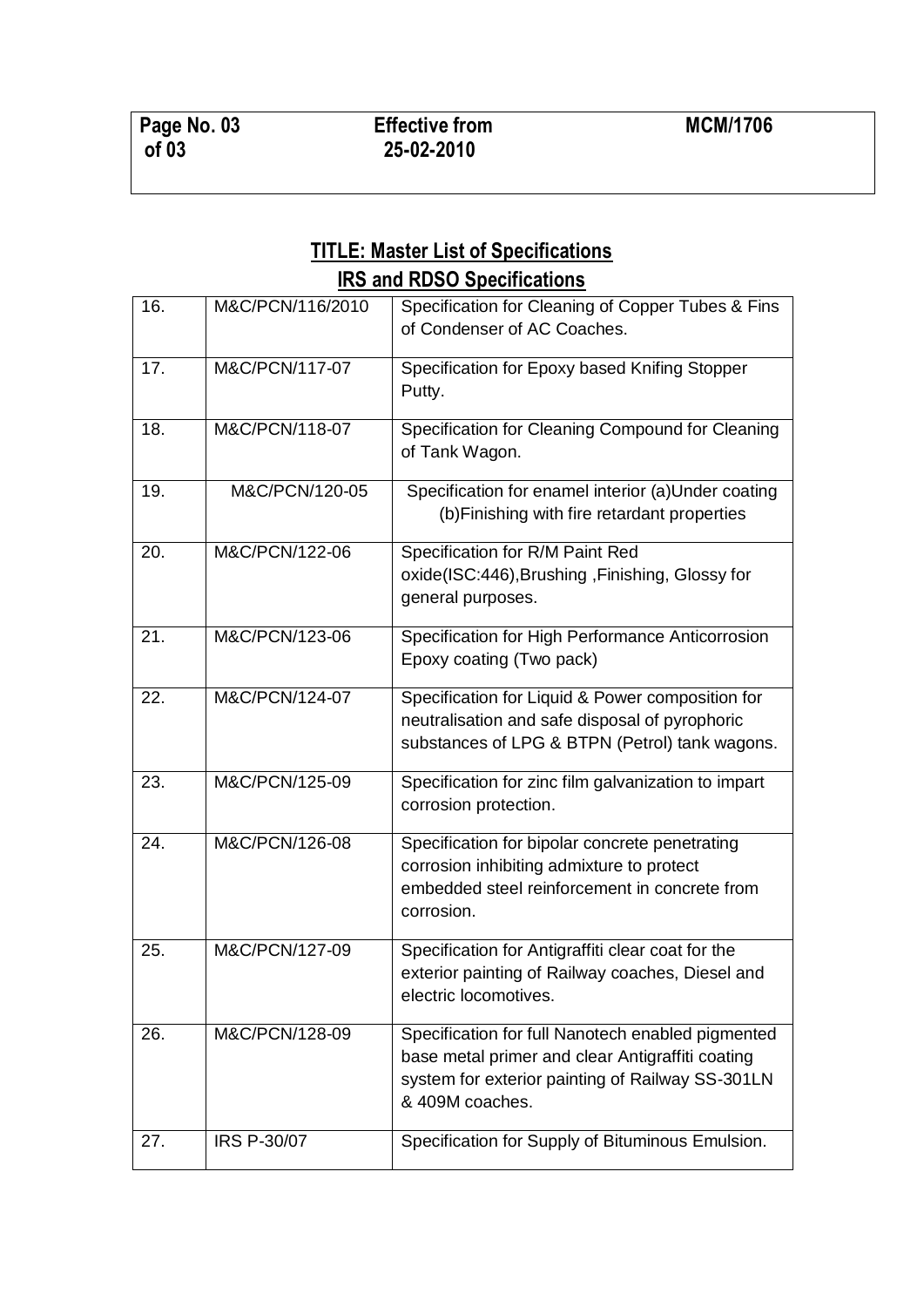## TITLE: Master List of Specifications

## IRS and RDSO Specifications

| | | |
|---|---|---|
| 16. | M&C/PCN/116/2010 | Specification for Cleaning of Copper Tubes & Fins of Condenser of AC Coaches. |
| 17. | M&C/PCN/117-07 | Specification for Epoxy based Knifing Stopper Putty. |
| 18. | M&C/PCN/118-07 | Specification for Cleaning Compound for Cleaning of Tank Wagon. |
| 19. | M&C/PCN/120-05 | Specification for enamel interior (a)Under coating (b)Finishing with fire retardant properties |
| 20. | M&C/PCN/122-06 | Specification for R/M Paint Red oxide(ISC:446),Brushing ,Finishing, Glossy for general purposes. |
| 21. | M&C/PCN/123-06 | Specification for High Performance Anticorrosion Epoxy coating (Two pack) |
| 22. | M&C/PCN/124-07 | Specification for Liquid & Power composition for neutralisation and safe disposal of pyrophoric substances of LPG & BTPN (Petrol) tank wagons. |
| 23. | M&C/PCN/125-09 | Specification for zinc film galvanization to impart corrosion protection. |
| 24. | M&C/PCN/126-08 | Specification for bipolar concrete penetrating corrosion inhibiting admixture to protect embedded steel reinforcement in concrete from corrosion. |
| 25. | M&C/PCN/127-09 | Specification for Antigraffiti clear coat for the exterior painting of Railway coaches, Diesel and electric locomotives. |
| 26. | M&C/PCN/128-09 | Specification for full Nanotech enabled pigmented base metal primer and clear Antigraffiti coating system for exterior painting of Railway SS-301LN & 409M coaches. |
| 27. | IRS P-30/07 | Specification for Supply of Bituminous Emulsion. |